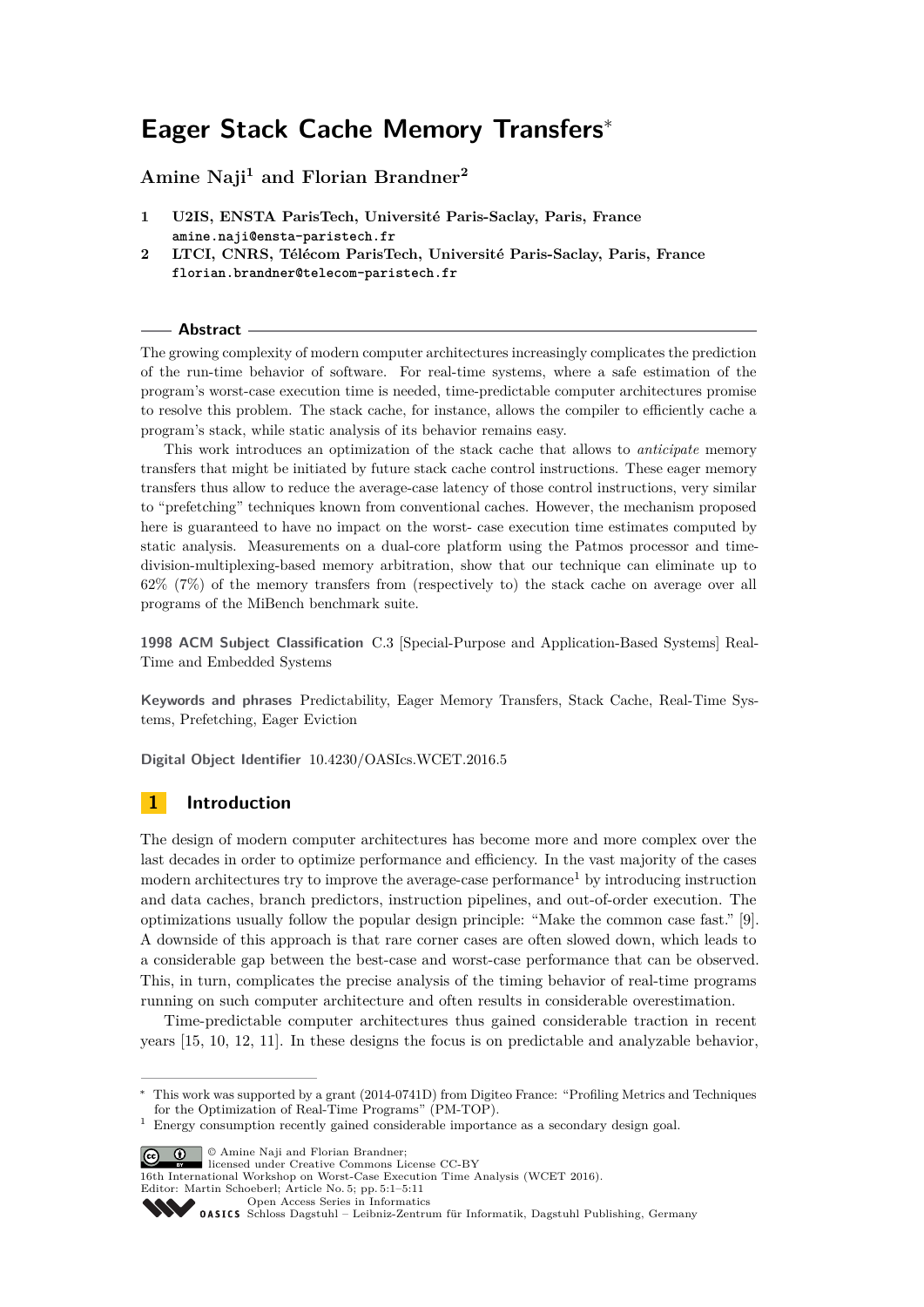# Eager Stack Cache Memory Transfers*

**Amine Naji[1] and Florian Brandner[2]**

1. **U2IS, ENSTA ParisTech, Université Paris-Saclay, Paris, France**
   **amine.naji@ensta-paristech.fr**
2. **LTCI, CNRS, Télécom ParisTech, Université Paris-Saclay, Paris, France**
   **florian.brandner@telecom-paristech.fr**

## Abstract

The growing complexity of modern computer architectures increasingly complicates the prediction of the run-time behavior of software. For real-time systems, where a safe estimation of the program's worst-case execution time is needed, time-predictable computer architectures promise to resolve this problem. The stack cache, for instance, allows the compiler to efficiently cache a program's stack, while static analysis of its behavior remains easy.

This work introduces an optimization of the stack cache that allows to *anticipate* memory transfers that might be initiated by future stack cache control instructions. These eager memory transfers thus allow to reduce the average-case latency of those control instructions, very similar to "prefetching" techniques known from conventional caches. However, the mechanism proposed here is guaranteed to have no impact on the worst- case execution time estimates computed by static analysis. Measurements on a dual-core platform using the Patmos processor and time-division-multiplexing-based memory arbitration, show that our technique can eliminate up to 62% (7%) of the memory transfers from (respectively to) the stack cache on average over all programs of the MiBench benchmark suite.

**1998 ACM Subject Classification** C.3 [Special-Purpose and Application-Based Systems] Real-Time and Embedded Systems

**Keywords and phrases** Predictability, Eager Memory Transfers, Stack Cache, Real-Time Systems, Prefetching, Eager Eviction

**Digital Object Identifier** 10.4230/OASIcs.WCET.2016.5

## 1 Introduction

The design of modern computer architectures has become more and more complex over the last decades in order to optimize performance and efficiency. In the vast majority of the cases modern architectures try to improve the average-case performance[1] by introducing instruction and data caches, branch predictors, instruction pipelines, and out-of-order execution. The optimizations usually follow the popular design principle: "Make the common case fast." [9]. A downside of this approach is that rare corner cases are often slowed down, which leads to a considerable gap between the best-case and worst-case performance that can be observed. This, in turn, complicates the precise analysis of the timing behavior of real-time programs running on such computer architecture and often results in considerable overestimation.

Time-predictable computer architectures thus gained considerable traction in recent years [15, 10, 12, 11]. In these designs the focus is on predictable and analyzable behavior,

---

* This work was supported by a grant (2014-0741D) from Digiteo France: "Profiling Metrics and Techniques for the Optimization of Real-Time Programs" (PM-TOP).

[1] Energy consumption recently gained considerable importance as a secondary design goal.

© Amine Naji and Florian Brandner; licensed under Creative Commons License CC-BY
16th International Workshop on Worst-Case Execution Time Analysis (WCET 2016).
Editor: Martin Schoeberl; Article No. 5; pp. 5:1–5:11
Open Access Series in Informatics
OASICS Schloss Dagstuhl – Leibniz-Zentrum für Informatik, Dagstuhl Publishing, Germany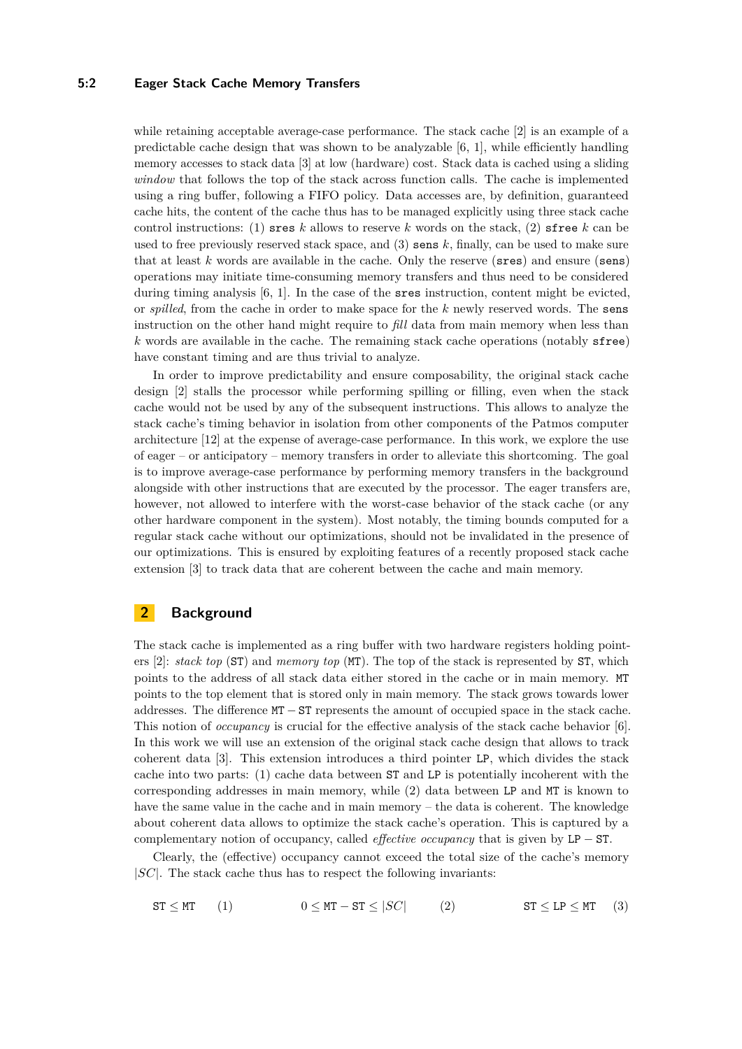while retaining acceptable average-case performance. The stack cache [2] is an example of a predictable cache design that was shown to be analyzable [6, 1], while efficiently handling memory accesses to stack data [3] at low (hardware) cost. Stack data is cached using a sliding *window* that follows the top of the stack across function calls. The cache is implemented using a ring buffer, following a FIFO policy. Data accesses are, by definition, guaranteed cache hits, the content of the cache thus has to be managed explicitly using three stack cache control instructions: (1) `sres` $k$ allows to reserve $k$ words on the stack, (2) `sfree` $k$ can be used to free previously reserved stack space, and (3) `sens` $k$, finally, can be used to make sure that at least $k$ words are available in the cache. Only the reserve (`sres`) and ensure (`sens`) operations may initiate time-consuming memory transfers and thus need to be considered during timing analysis [6, 1]. In the case of the `sres` instruction, content might be evicted, or *spilled*, from the cache in order to make space for the $k$ newly reserved words. The `sens` instruction on the other hand might require to *fill* data from main memory when less than $k$ words are available in the cache. The remaining stack cache operations (notably `sfree`) have constant timing and are thus trivial to analyze.

In order to improve predictability and ensure composability, the original stack cache design [2] stalls the processor while performing spilling or filling, even when the stack cache would not be used by any of the subsequent instructions. This allows to analyze the stack cache's timing behavior in isolation from other components of the Patmos computer architecture [12] at the expense of average-case performance. In this work, we explore the use of eager – or anticipatory – memory transfers in order to alleviate this shortcoming. The goal is to improve average-case performance by performing memory transfers in the background alongside with other instructions that are executed by the processor. The eager transfers are, however, not allowed to interfere with the worst-case behavior of the stack cache (or any other hardware component in the system). Most notably, the timing bounds computed for a regular stack cache without our optimizations, should not be invalidated in the presence of our optimizations. This is ensured by exploiting features of a recently proposed stack cache extension [3] to track data that are coherent between the cache and main memory.

## 2 Background

The stack cache is implemented as a ring buffer with two hardware registers holding pointers [2]: *stack top* (`ST`) and *memory top* (`MT`). The top of the stack is represented by `ST`, which points to the address of all stack data either stored in the cache or in main memory. `MT` points to the top element that is stored only in main memory. The stack grows towards lower addresses. The difference $\texttt{MT} - \texttt{ST}$ represents the amount of occupied space in the stack cache. This notion of *occupancy* is crucial for the effective analysis of the stack cache behavior [6]. In this work we will use an extension of the original stack cache design that allows to track coherent data [3]. This extension introduces a third pointer `LP`, which divides the stack cache into two parts: (1) cache data between `ST` and `LP` is potentially incoherent with the corresponding addresses in main memory, while (2) data between `LP` and `MT` is known to have the same value in the cache and in main memory – the data is coherent. The knowledge about coherent data allows to optimize the stack cache's operation. This is captured by a complementary notion of occupancy, called *effective occupancy* that is given by $\texttt{LP} - \texttt{ST}$.

Clearly, the (effective) occupancy cannot exceed the total size of the cache's memory $|SC|$. The stack cache thus has to respect the following invariants:

$$\texttt{ST} \leq \texttt{MT} \quad (1) \qquad 0 \leq \texttt{MT} - \texttt{ST} \leq |SC| \quad (2) \qquad \texttt{ST} \leq \texttt{LP} \leq \texttt{MT} \quad (3)$$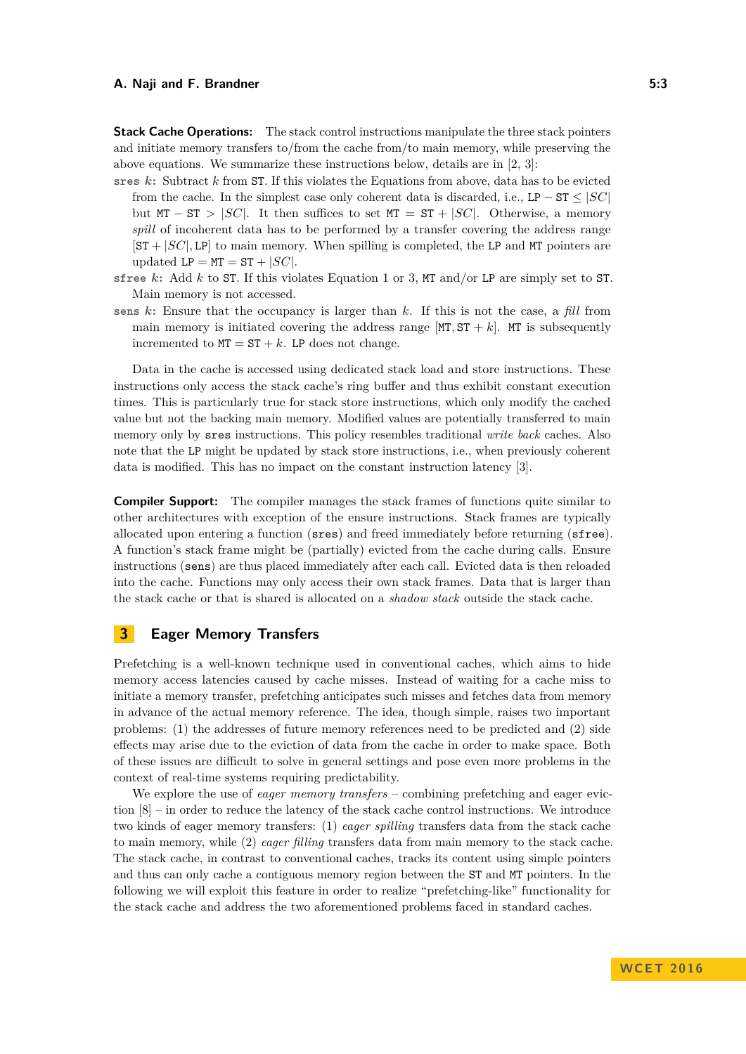**Stack Cache Operations:** The stack control instructions manipulate the three stack pointers and initiate memory transfers to/from the cache from/to main memory, while preserving the above equations. We summarize these instructions below, details are in [2, 3]:

- `sres` $k$: Subtract $k$ from `ST`. If this violates the Equations from above, data has to be evicted from the cache. In the simplest case only coherent data is discarded, i.e., $\texttt{LP} - \texttt{ST} \leq |SC|$ but $\texttt{MT} - \texttt{ST} > |SC|$. It then suffices to set $\texttt{MT} = \texttt{ST} + |SC|$. Otherwise, a memory *spill* of incoherent data has to be performed by a transfer covering the address range $[\texttt{ST} + |SC|, \texttt{LP}]$ to main memory. When spilling is completed, the `LP` and `MT` pointers are updated $\texttt{LP} = \texttt{MT} = \texttt{ST} + |SC|$.
- `sfree` $k$: Add $k$ to `ST`. If this violates Equation 1 or 3, `MT` and/or `LP` are simply set to `ST`. Main memory is not accessed.
- `sens` $k$: Ensure that the occupancy is larger than $k$. If this is not the case, a *fill* from main memory is initiated covering the address range $[\texttt{MT}, \texttt{ST} + k]$. `MT` is subsequently incremented to $\texttt{MT} = \texttt{ST} + k$. `LP` does not change.

Data in the cache is accessed using dedicated stack load and store instructions. These instructions only access the stack cache's ring buffer and thus exhibit constant execution times. This is particularly true for stack store instructions, which only modify the cached value but not the backing main memory. Modified values are potentially transferred to main memory only by `sres` instructions. This policy resembles traditional *write back* caches. Also note that the `LP` might be updated by stack store instructions, i.e., when previously coherent data is modified. This has no impact on the constant instruction latency [3].

**Compiler Support:** The compiler manages the stack frames of functions quite similar to other architectures with exception of the ensure instructions. Stack frames are typically allocated upon entering a function (`sres`) and freed immediately before returning (`sfree`). A function's stack frame might be (partially) evicted from the cache during calls. Ensure instructions (`sens`) are thus placed immediately after each call. Evicted data is then reloaded into the cache. Functions may only access their own stack frames. Data that is larger than the stack cache or that is shared is allocated on a *shadow stack* outside the stack cache.

## 3 Eager Memory Transfers

Prefetching is a well-known technique used in conventional caches, which aims to hide memory access latencies caused by cache misses. Instead of waiting for a cache miss to initiate a memory transfer, prefetching anticipates such misses and fetches data from memory in advance of the actual memory reference. The idea, though simple, raises two important problems: (1) the addresses of future memory references need to be predicted and (2) side effects may arise due to the eviction of data from the cache in order to make space. Both of these issues are difficult to solve in general settings and pose even more problems in the context of real-time systems requiring predictability.

We explore the use of *eager memory transfers* – combining prefetching and eager eviction [8] – in order to reduce the latency of the stack cache control instructions. We introduce two kinds of eager memory transfers: (1) *eager spilling* transfers data from the stack cache to main memory, while (2) *eager filling* transfers data from main memory to the stack cache. The stack cache, in contrast to conventional caches, tracks its content using simple pointers and thus can only cache a contiguous memory region between the `ST` and `MT` pointers. In the following we will exploit this feature in order to realize "prefetching-like" functionality for the stack cache and address the two aforementioned problems faced in standard caches.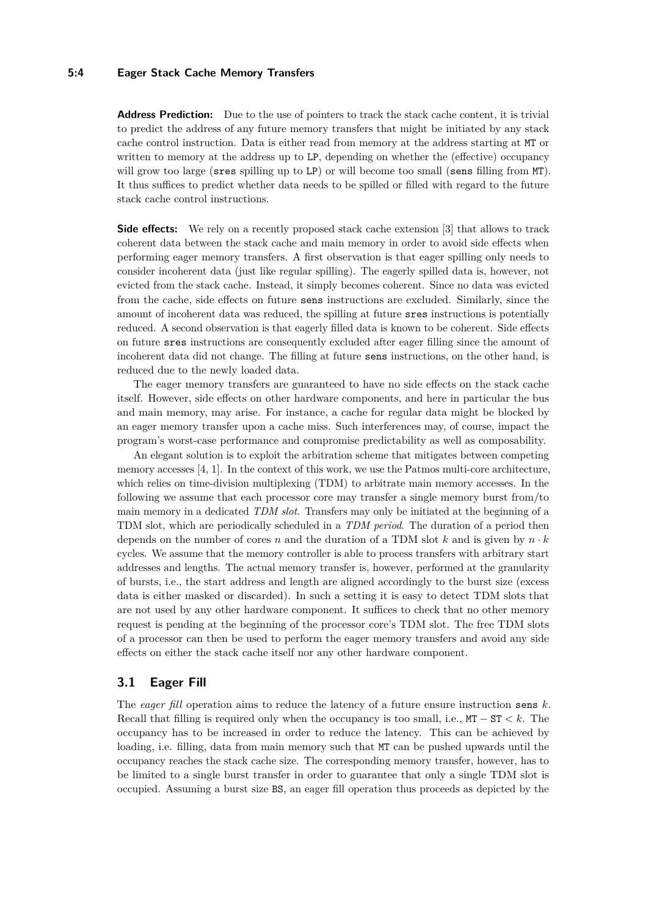**Address Prediction:** Due to the use of pointers to track the stack cache content, it is trivial to predict the address of any future memory transfers that might be initiated by any stack cache control instruction. Data is either read from memory at the address starting at `MT` or written to memory at the address up to `LP`, depending on whether the (effective) occupancy will grow too large (`sres` spilling up to `LP`) or will become too small (`sens` filling from `MT`). It thus suffices to predict whether data needs to be spilled or filled with regard to the future stack cache control instructions.

**Side effects:** We rely on a recently proposed stack cache extension [3] that allows to track coherent data between the stack cache and main memory in order to avoid side effects when performing eager memory transfers. A first observation is that eager spilling only needs to consider incoherent data (just like regular spilling). The eagerly spilled data is, however, not evicted from the stack cache. Instead, it simply becomes coherent. Since no data was evicted from the cache, side effects on future `sens` instructions are excluded. Similarly, since the amount of incoherent data was reduced, the spilling at future `sres` instructions is potentially reduced. A second observation is that eagerly filled data is known to be coherent. Side effects on future `sres` instructions are consequently excluded after eager filling since the amount of incoherent data did not change. The filling at future `sens` instructions, on the other hand, is reduced due to the newly loaded data.

The eager memory transfers are guaranteed to have no side effects on the stack cache itself. However, side effects on other hardware components, and here in particular the bus and main memory, may arise. For instance, a cache for regular data might be blocked by an eager memory transfer upon a cache miss. Such interferences may, of course, impact the program's worst-case performance and compromise predictability as well as composability.

An elegant solution is to exploit the arbitration scheme that mitigates between competing memory accesses [4, 1]. In the context of this work, we use the Patmos multi-core architecture, which relies on time-division multiplexing (TDM) to arbitrate main memory accesses. In the following we assume that each processor core may transfer a single memory burst from/to main memory in a dedicated *TDM slot*. Transfers may only be initiated at the beginning of a TDM slot, which are periodically scheduled in a *TDM period*. The duration of a period then depends on the number of cores $n$ and the duration of a TDM slot $k$ and is given by $n \cdot k$ cycles. We assume that the memory controller is able to process transfers with arbitrary start addresses and lengths. The actual memory transfer is, however, performed at the granularity of bursts, i.e., the start address and length are aligned accordingly to the burst size (excess data is either masked or discarded). In such a setting it is easy to detect TDM slots that are not used by any other hardware component. It suffices to check that no other memory request is pending at the beginning of the processor core's TDM slot. The free TDM slots of a processor can then be used to perform the eager memory transfers and avoid any side effects on either the stack cache itself nor any other hardware component.

## 3.1 Eager Fill

The *eager fill* operation aims to reduce the latency of a future ensure instruction `sens` $k$. Recall that filling is required only when the occupancy is too small, i.e., $\texttt{MT} - \texttt{ST} < k$. The occupancy has to be increased in order to reduce the latency. This can be achieved by loading, i.e. filling, data from main memory such that `MT` can be pushed upwards until the occupancy reaches the stack cache size. The corresponding memory transfer, however, has to be limited to a single burst transfer in order to guarantee that only a single TDM slot is occupied. Assuming a burst size `BS`, an eager fill operation thus proceeds as depicted by the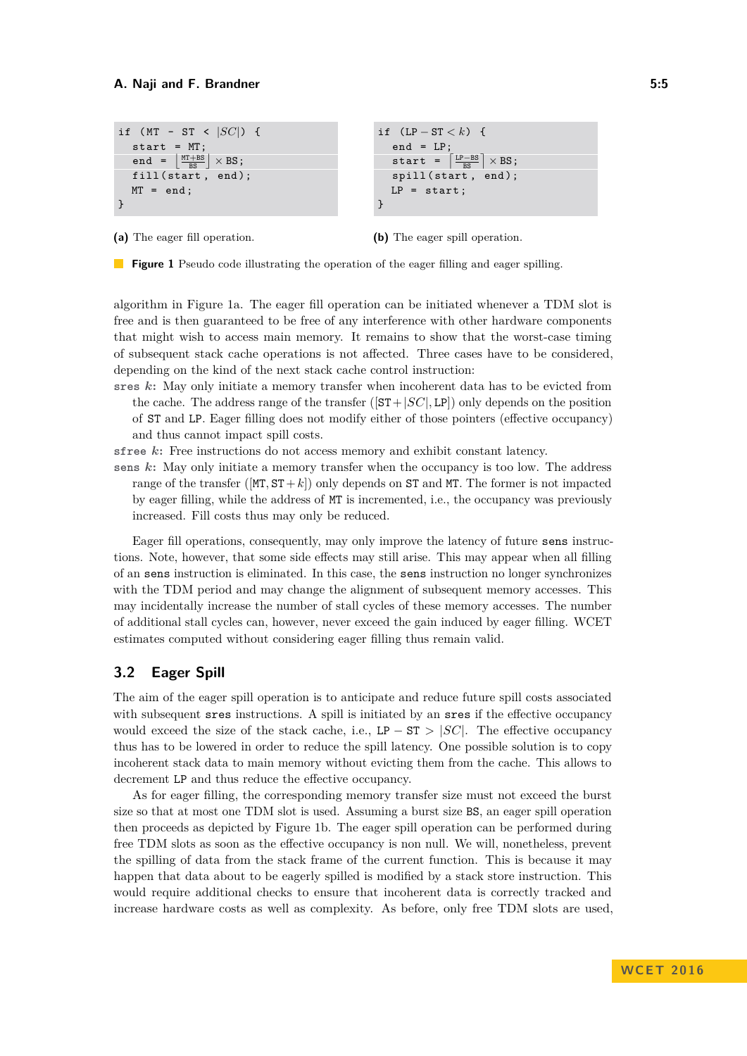```
if (MT - ST < |SC|) {
  start = MT;
  end = ⌊(MT+BS)/BS⌋ × BS;
  fill(start, end);
  MT = end;
}
```

**(a)** The eager fill operation.

```
if (LP − ST < k) {
  end = LP;
  start = ⌈(LP−BS)/BS⌉ × BS;
  spill(start, end);
  LP = start;
}
```

**(b)** The eager spill operation.

**Figure 1** Pseudo code illustrating the operation of the eager filling and eager spilling.

algorithm in Figure 1a. The eager fill operation can be initiated whenever a TDM slot is free and is then guaranteed to be free of any interference with other hardware components that might wish to access main memory. It remains to show that the worst-case timing of subsequent stack cache operations is not affected. Three cases have to be considered, depending on the kind of the next stack cache control instruction:

- `sres` $k$: May only initiate a memory transfer when incoherent data has to be evicted from the cache. The address range of the transfer ($[\mathtt{ST}+|SC|, \mathtt{LP}]$) only depends on the position of ST and LP. Eager filling does not modify either of those pointers (effective occupancy) and thus cannot impact spill costs.
- `sfree` $k$: Free instructions do not access memory and exhibit constant latency.
- `sens` $k$: May only initiate a memory transfer when the occupancy is too low. The address range of the transfer ($[\mathtt{MT}, \mathtt{ST}+k]$) only depends on ST and MT. The former is not impacted by eager filling, while the address of MT is incremented, i.e., the occupancy was previously increased. Fill costs thus may only be reduced.

Eager fill operations, consequently, may only improve the latency of future `sens` instructions. Note, however, that some side effects may still arise. This may appear when all filling of an `sens` instruction is eliminated. In this case, the `sens` instruction no longer synchronizes with the TDM period and may change the alignment of subsequent memory accesses. This may incidentally increase the number of stall cycles of these memory accesses. The number of additional stall cycles can, however, never exceed the gain induced by eager filling. WCET estimates computed without considering eager filling thus remain valid.

## 3.2 Eager Spill

The aim of the eager spill operation is to anticipate and reduce future spill costs associated with subsequent `sres` instructions. A spill is initiated by an `sres` if the effective occupancy would exceed the size of the stack cache, i.e., $\mathtt{LP} - \mathtt{ST} > |SC|$. The effective occupancy thus has to be lowered in order to reduce the spill latency. One possible solution is to copy incoherent stack data to main memory without evicting them from the cache. This allows to decrement LP and thus reduce the effective occupancy.

As for eager filling, the corresponding memory transfer size must not exceed the burst size so that at most one TDM slot is used. Assuming a burst size BS, an eager spill operation then proceeds as depicted by Figure 1b. The eager spill operation can be performed during free TDM slots as soon as the effective occupancy is non null. We will, nonetheless, prevent the spilling of data from the stack frame of the current function. This is because it may happen that data about to be eagerly spilled is modified by a stack store instruction. This would require additional checks to ensure that incoherent data is correctly tracked and increase hardware costs as well as complexity. As before, only free TDM slots are used,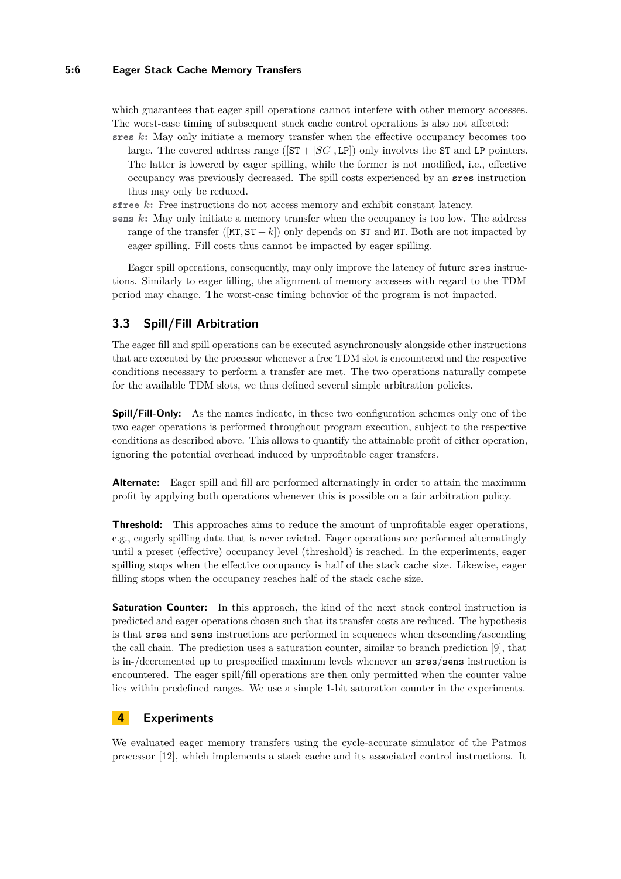which guarantees that eager spill operations cannot interfere with other memory accesses. The worst-case timing of subsequent stack cache control operations is also not affected:

**sres $k$:** May only initiate a memory transfer when the effective occupancy becomes too large. The covered address range ($[\texttt{ST} + |SC|, \texttt{LP}]$) only involves the ST and LP pointers. The latter is lowered by eager spilling, while the former is not modified, i.e., effective occupancy was previously decreased. The spill costs experienced by an `sres` instruction thus may only be reduced.

**sfree $k$:** Free instructions do not access memory and exhibit constant latency.

**sens $k$:** May only initiate a memory transfer when the occupancy is too low. The address range of the transfer ($[\texttt{MT}, \texttt{ST} + k]$) only depends on ST and MT. Both are not impacted by eager spilling. Fill costs thus cannot be impacted by eager spilling.

Eager spill operations, consequently, may only improve the latency of future `sres` instructions. Similarly to eager filling, the alignment of memory accesses with regard to the TDM period may change. The worst-case timing behavior of the program is not impacted.

## 3.3 Spill/Fill Arbitration

The eager fill and spill operations can be executed asynchronously alongside other instructions that are executed by the processor whenever a free TDM slot is encountered and the respective conditions necessary to perform a transfer are met. The two operations naturally compete for the available TDM slots, we thus defined several simple arbitration policies.

**Spill/Fill-Only:** As the names indicate, in these two configuration schemes only one of the two eager operations is performed throughout program execution, subject to the respective conditions as described above. This allows to quantify the attainable profit of either operation, ignoring the potential overhead induced by unprofitable eager transfers.

**Alternate:** Eager spill and fill are performed alternatingly in order to attain the maximum profit by applying both operations whenever this is possible on a fair arbitration policy.

**Threshold:** This approaches aims to reduce the amount of unprofitable eager operations, e.g., eagerly spilling data that is never evicted. Eager operations are performed alternatingly until a preset (effective) occupancy level (threshold) is reached. In the experiments, eager spilling stops when the effective occupancy is half of the stack cache size. Likewise, eager filling stops when the occupancy reaches half of the stack cache size.

**Saturation Counter:** In this approach, the kind of the next stack control instruction is predicted and eager operations chosen such that its transfer costs are reduced. The hypothesis is that `sres` and `sens` instructions are performed in sequences when descending/ascending the call chain. The prediction uses a saturation counter, similar to branch prediction [9], that is in-/decremented up to prespecified maximum levels whenever an `sres`/`sens` instruction is encountered. The eager spill/fill operations are then only permitted when the counter value lies within predefined ranges. We use a simple 1-bit saturation counter in the experiments.

# 4 Experiments

We evaluated eager memory transfers using the cycle-accurate simulator of the Patmos processor [12], which implements a stack cache and its associated control instructions. It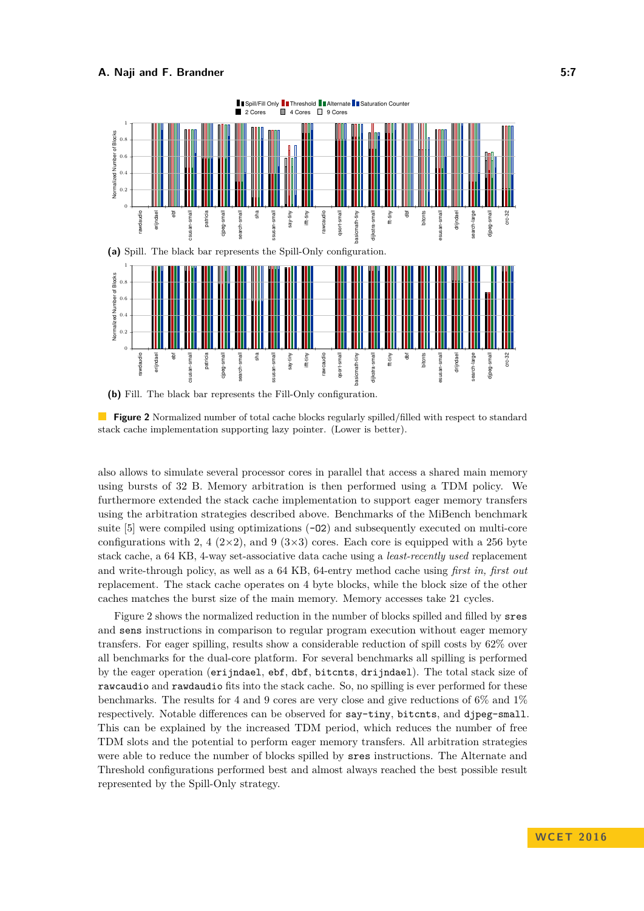(a) Spill. The black bar represents the Spill-Only configuration.

(b) Fill. The black bar represents the Fill-Only configuration.

**Figure 2** Normalized number of total cache blocks regularly spilled/filled with respect to standard stack cache implementation supporting lazy pointer. (Lower is better).

also allows to simulate several processor cores in parallel that access a shared main memory using bursts of 32 B. Memory arbitration is then performed using a TDM policy. We furthermore extended the stack cache implementation to support eager memory transfers using the arbitration strategies described above. Benchmarks of the MiBench benchmark suite [5] were compiled using optimizations (`-O2`) and subsequently executed on multi-core configurations with 2, 4 (2×2), and 9 (3×3) cores. Each core is equipped with a 256 byte stack cache, a 64 KB, 4-way set-associative data cache using a *least-recently used* replacement and write-through policy, as well as a 64 KB, 64-entry method cache using *first in, first out* replacement. The stack cache operates on 4 byte blocks, while the block size of the other caches matches the burst size of the main memory. Memory accesses take 21 cycles.

Figure 2 shows the normalized reduction in the number of blocks spilled and filled by `sres` and `sens` instructions in comparison to regular program execution without eager memory transfers. For eager spilling, results show a considerable reduction of spill costs by 62% over all benchmarks for the dual-core platform. For several benchmarks all spilling is performed by the eager operation (`erijndael`, `ebf`, `dbf`, `bitcnts`, `drijndael`). The total stack size of `rawcaudio` and `rawdaudio` fits into the stack cache. So, no spilling is ever performed for these benchmarks. The results for 4 and 9 cores are very close and give reductions of 6% and 1% respectively. Notable differences can be observed for `say-tiny`, `bitcnts`, and `djpeg-small`. This can be explained by the increased TDM period, which reduces the number of free TDM slots and the potential to perform eager memory transfers. All arbitration strategies were able to reduce the number of blocks spilled by `sres` instructions. The Alternate and Threshold configurations performed best and almost always reached the best possible result represented by the Spill-Only strategy.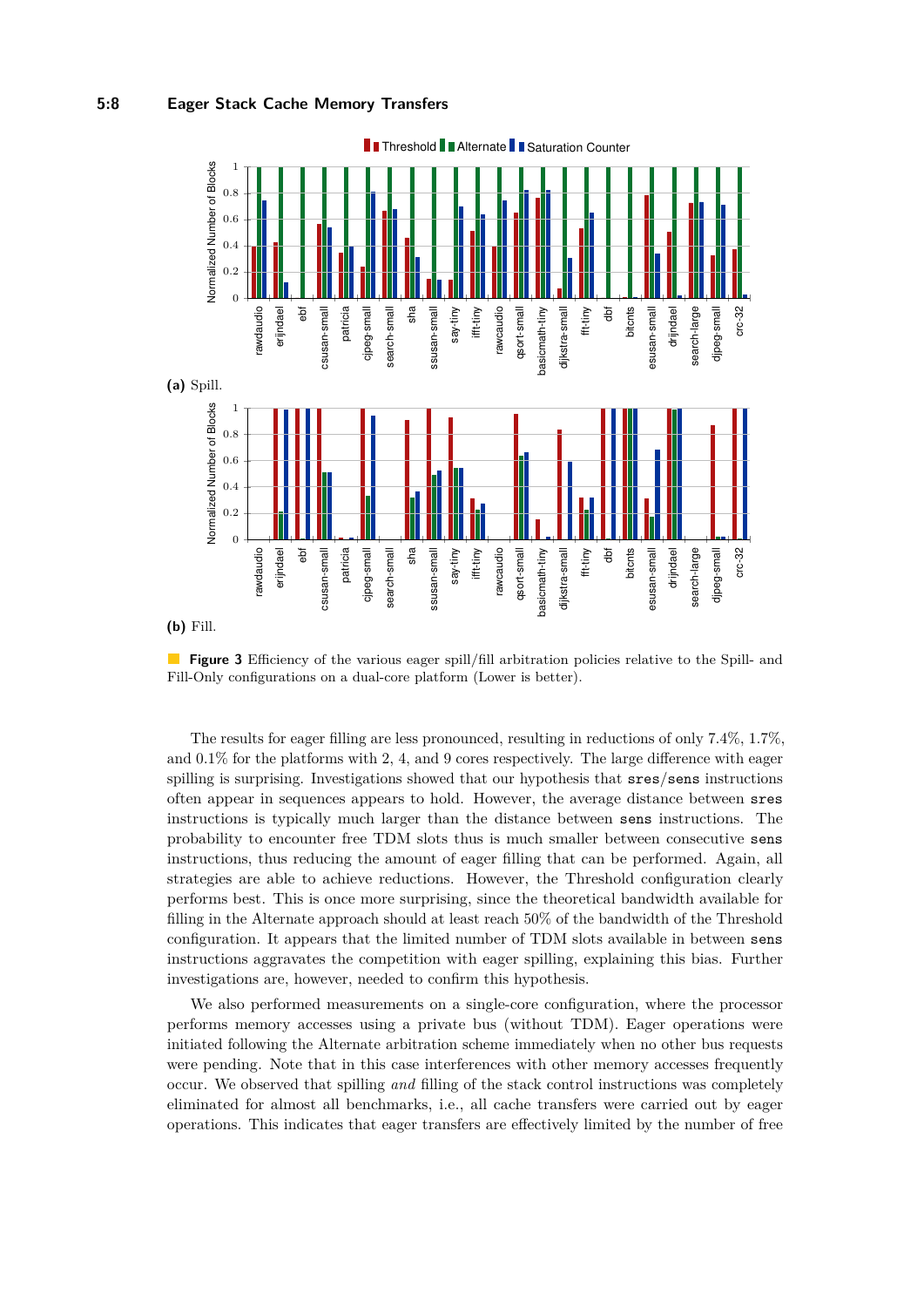(a) Spill.

(b) Fill.

**Figure 3** Efficiency of the various eager spill/fill arbitration policies relative to the Spill- and Fill-Only configurations on a dual-core platform (Lower is better).

The results for eager filling are less pronounced, resulting in reductions of only 7.4%, 1.7%, and 0.1% for the platforms with 2, 4, and 9 cores respectively. The large difference with eager spilling is surprising. Investigations showed that our hypothesis that `sres`/`sens` instructions often appear in sequences appears to hold. However, the average distance between `sres` instructions is typically much larger than the distance between `sens` instructions. The probability to encounter free TDM slots thus is much smaller between consecutive `sens` instructions, thus reducing the amount of eager filling that can be performed. Again, all strategies are able to achieve reductions. However, the Threshold configuration clearly performs best. This is once more surprising, since the theoretical bandwidth available for filling in the Alternate approach should at least reach 50% of the bandwidth of the Threshold configuration. It appears that the limited number of TDM slots available in between `sens` instructions aggravates the competition with eager spilling, explaining this bias. Further investigations are, however, needed to confirm this hypothesis.

We also performed measurements on a single-core configuration, where the processor performs memory accesses using a private bus (without TDM). Eager operations were initiated following the Alternate arbitration scheme immediately when no other bus requests were pending. Note that in this case interferences with other memory accesses frequently occur. We observed that spilling *and* filling of the stack control instructions was completely eliminated for almost all benchmarks, i.e., all cache transfers were carried out by eager operations. This indicates that eager transfers are effectively limited by the number of free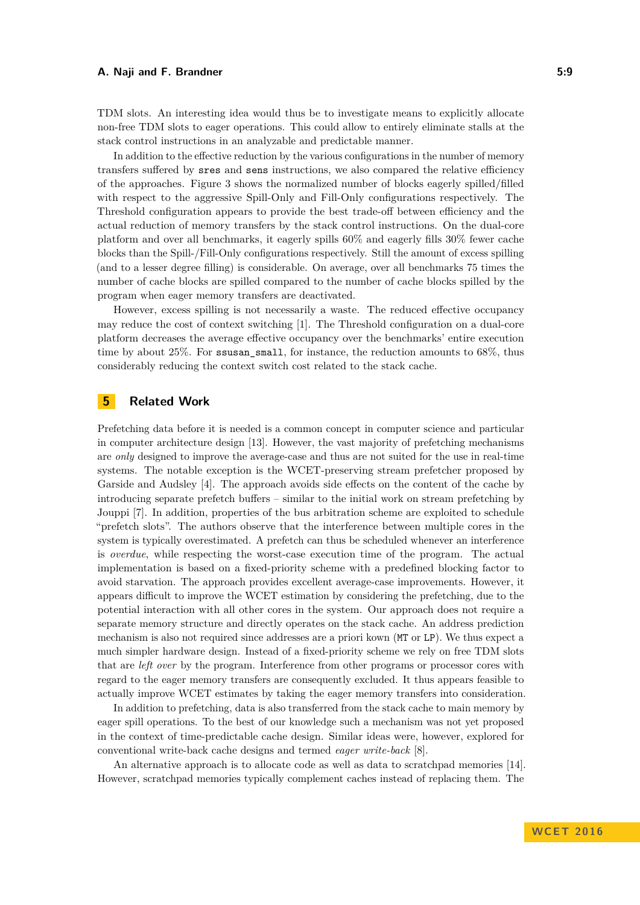TDM slots. An interesting idea would thus be to investigate means to explicitly allocate non-free TDM slots to eager operations. This could allow to entirely eliminate stalls at the stack control instructions in an analyzable and predictable manner.

In addition to the effective reduction by the various configurations in the number of memory transfers suffered by `sres` and `sens` instructions, we also compared the relative efficiency of the approaches. Figure 3 shows the normalized number of blocks eagerly spilled/filled with respect to the aggressive Spill-Only and Fill-Only configurations respectively. The Threshold configuration appears to provide the best trade-off between efficiency and the actual reduction of memory transfers by the stack control instructions. On the dual-core platform and over all benchmarks, it eagerly spills 60% and eagerly fills 30% fewer cache blocks than the Spill-/Fill-Only configurations respectively. Still the amount of excess spilling (and to a lesser degree filling) is considerable. On average, over all benchmarks 75 times the number of cache blocks are spilled compared to the number of cache blocks spilled by the program when eager memory transfers are deactivated.

However, excess spilling is not necessarily a waste. The reduced effective occupancy may reduce the cost of context switching [1]. The Threshold configuration on a dual-core platform decreases the average effective occupancy over the benchmarks' entire execution time by about 25%. For `ssusan_small`, for instance, the reduction amounts to 68%, thus considerably reducing the context switch cost related to the stack cache.

## 5 Related Work

Prefetching data before it is needed is a common concept in computer science and particular in computer architecture design [13]. However, the vast majority of prefetching mechanisms are *only* designed to improve the average-case and thus are not suited for the use in real-time systems. The notable exception is the WCET-preserving stream prefetcher proposed by Garside and Audsley [4]. The approach avoids side effects on the content of the cache by introducing separate prefetch buffers – similar to the initial work on stream prefetching by Jouppi [7]. In addition, properties of the bus arbitration scheme are exploited to schedule "prefetch slots". The authors observe that the interference between multiple cores in the system is typically overestimated. A prefetch can thus be scheduled whenever an interference is *overdue*, while respecting the worst-case execution time of the program. The actual implementation is based on a fixed-priority scheme with a predefined blocking factor to avoid starvation. The approach provides excellent average-case improvements. However, it appears difficult to improve the WCET estimation by considering the prefetching, due to the potential interaction with all other cores in the system. Our approach does not require a separate memory structure and directly operates on the stack cache. An address prediction mechanism is also not required since addresses are a priori kown (`MT` or `LP`). We thus expect a much simpler hardware design. Instead of a fixed-priority scheme we rely on free TDM slots that are *left over* by the program. Interference from other programs or processor cores with regard to the eager memory transfers are consequently excluded. It thus appears feasible to actually improve WCET estimates by taking the eager memory transfers into consideration.

In addition to prefetching, data is also transferred from the stack cache to main memory by eager spill operations. To the best of our knowledge such a mechanism was not yet proposed in the context of time-predictable cache design. Similar ideas were, however, explored for conventional write-back cache designs and termed *eager write-back* [8].

An alternative approach is to allocate code as well as data to scratchpad memories [14]. However, scratchpad memories typically complement caches instead of replacing them. The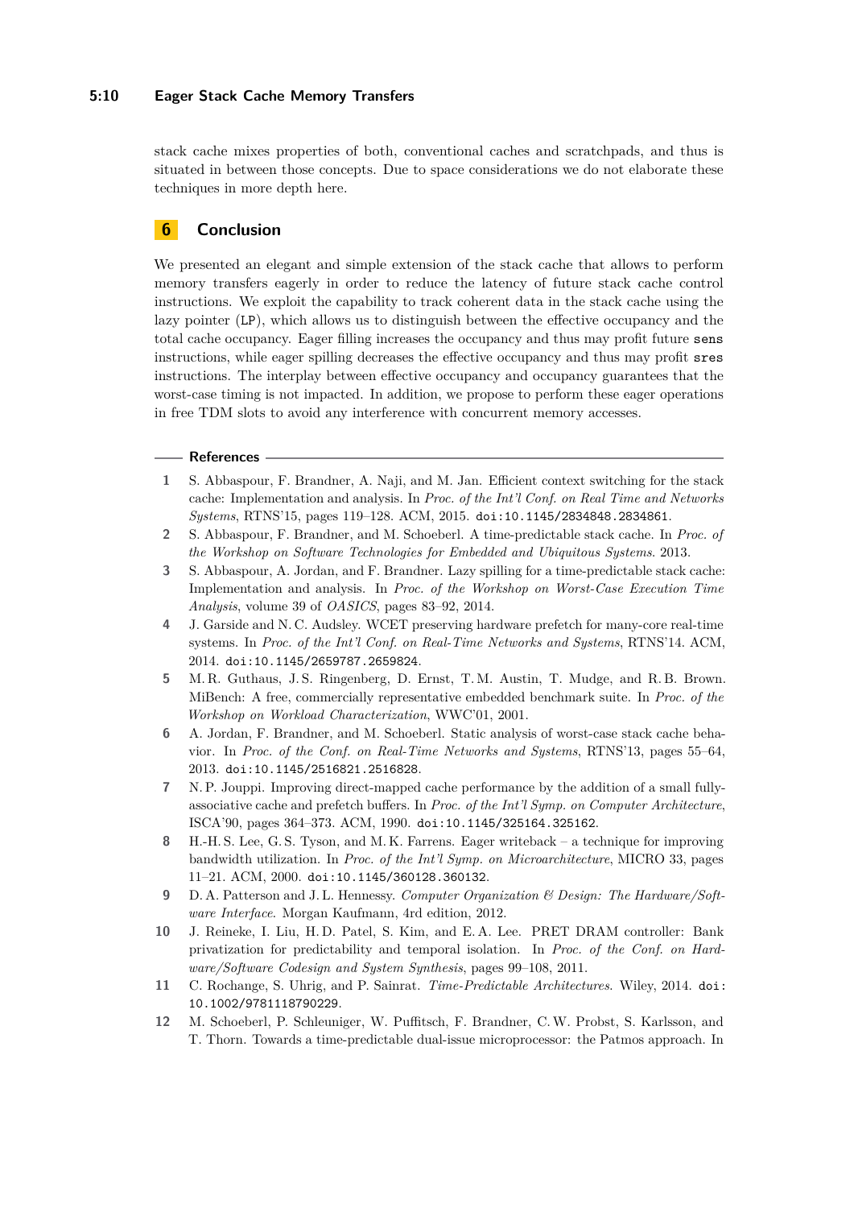stack cache mixes properties of both, conventional caches and scratchpads, and thus is situated in between those concepts. Due to space considerations we do not elaborate these techniques in more depth here.

## 6 Conclusion

We presented an elegant and simple extension of the stack cache that allows to perform memory transfers eagerly in order to reduce the latency of future stack cache control instructions. We exploit the capability to track coherent data in the stack cache using the lazy pointer (`LP`), which allows us to distinguish between the effective occupancy and the total cache occupancy. Eager filling increases the occupancy and thus may profit future `sens` instructions, while eager spilling decreases the effective occupancy and thus may profit `sres` instructions. The interplay between effective occupancy and occupancy guarantees that the worst-case timing is not impacted. In addition, we propose to perform these eager operations in free TDM slots to avoid any interference with concurrent memory accesses.

### References

1. S. Abbaspour, F. Brandner, A. Naji, and M. Jan. Efficient context switching for the stack cache: Implementation and analysis. In *Proc. of the Int'l Conf. on Real Time and Networks Systems*, RTNS'15, pages 119–128. ACM, 2015. doi:10.1145/2834848.2834861.
2. S. Abbaspour, F. Brandner, and M. Schoeberl. A time-predictable stack cache. In *Proc. of the Workshop on Software Technologies for Embedded and Ubiquitous Systems*. 2013.
3. S. Abbaspour, A. Jordan, and F. Brandner. Lazy spilling for a time-predictable stack cache: Implementation and analysis. In *Proc. of the Workshop on Worst-Case Execution Time Analysis*, volume 39 of *OASICS*, pages 83–92, 2014.
4. J. Garside and N. C. Audsley. WCET preserving hardware prefetch for many-core real-time systems. In *Proc. of the Int'l Conf. on Real-Time Networks and Systems*, RTNS'14. ACM, 2014. doi:10.1145/2659787.2659824.
5. M. R. Guthaus, J. S. Ringenberg, D. Ernst, T. M. Austin, T. Mudge, and R. B. Brown. MiBench: A free, commercially representative embedded benchmark suite. In *Proc. of the Workshop on Workload Characterization*, WWC'01, 2001.
6. A. Jordan, F. Brandner, and M. Schoeberl. Static analysis of worst-case stack cache behavior. In *Proc. of the Conf. on Real-Time Networks and Systems*, RTNS'13, pages 55–64, 2013. doi:10.1145/2516821.2516828.
7. N. P. Jouppi. Improving direct-mapped cache performance by the addition of a small fully-associative cache and prefetch buffers. In *Proc. of the Int'l Symp. on Computer Architecture*, ISCA'90, pages 364–373. ACM, 1990. doi:10.1145/325164.325162.
8. H.-H. S. Lee, G. S. Tyson, and M. K. Farrens. Eager writeback – a technique for improving bandwidth utilization. In *Proc. of the Int'l Symp. on Microarchitecture*, MICRO 33, pages 11–21. ACM, 2000. doi:10.1145/360128.360132.
9. D. A. Patterson and J. L. Hennessy. *Computer Organization & Design: The Hardware/Software Interface*. Morgan Kaufmann, 4rd edition, 2012.
10. J. Reineke, I. Liu, H. D. Patel, S. Kim, and E. A. Lee. PRET DRAM controller: Bank privatization for predictability and temporal isolation. In *Proc. of the Conf. on Hardware/Software Codesign and System Synthesis*, pages 99–108, 2011.
11. C. Rochange, S. Uhrig, and P. Sainrat. *Time-Predictable Architectures*. Wiley, 2014. doi:10.1002/9781118790229.
12. M. Schoeberl, P. Schleuniger, W. Puffitsch, F. Brandner, C. W. Probst, S. Karlsson, and T. Thorn. Towards a time-predictable dual-issue microprocessor: the Patmos approach. In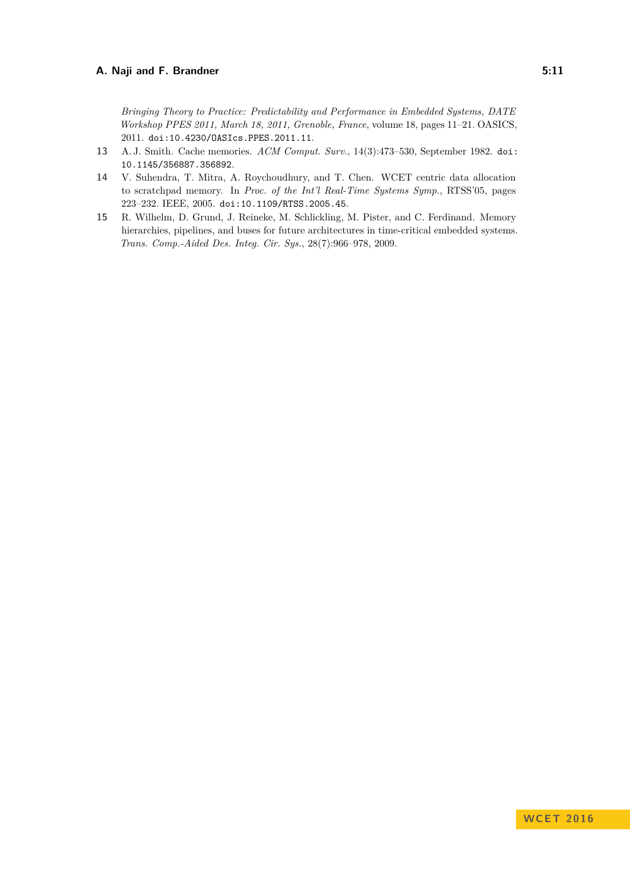*Bringing Theory to Practice: Predictability and Performance in Embedded Systems, DATE Workshop PPES 2011, March 18, 2011, Grenoble, France*, volume 18, pages 11–21. OASICS, 2011. doi:10.4230/OASIcs.PPES.2011.11.

13. A. J. Smith. Cache memories. *ACM Comput. Surv.*, 14(3):473–530, September 1982. doi:10.1145/356887.356892.
14. V. Suhendra, T. Mitra, A. Roychoudhury, and T. Chen. WCET centric data allocation to scratchpad memory. In *Proc. of the Int'l Real-Time Systems Symp.*, RTSS'05, pages 223–232. IEEE, 2005. doi:10.1109/RTSS.2005.45.
15. R. Wilhelm, D. Grund, J. Reineke, M. Schlickling, M. Pister, and C. Ferdinand. Memory hierarchies, pipelines, and buses for future architectures in time-critical embedded systems. *Trans. Comp.-Aided Des. Integ. Cir. Sys.*, 28(7):966–978, 2009.